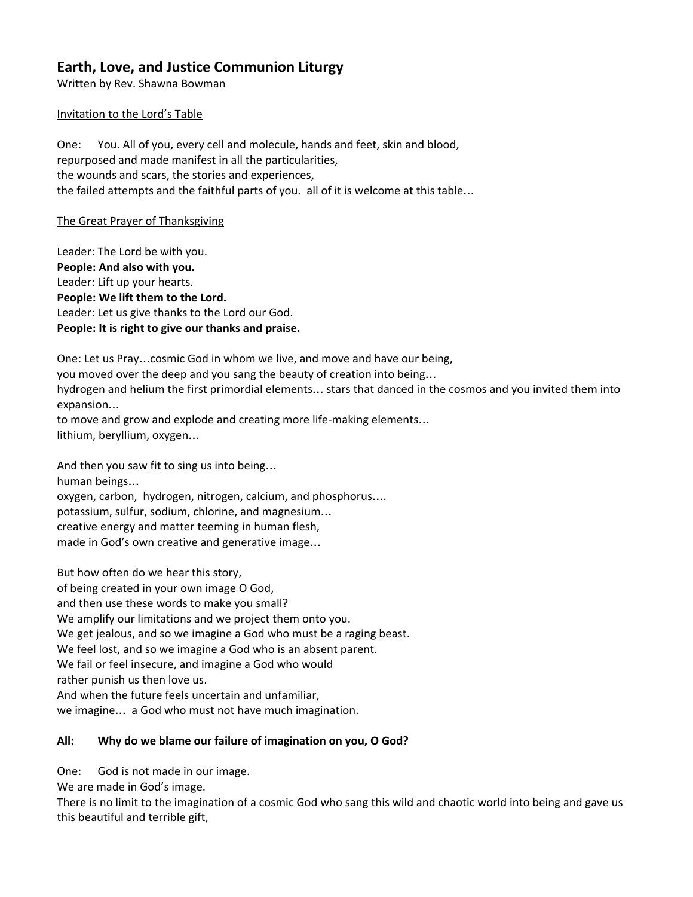## Earth, Love, and Justice Communion Liturgy

Written by Rev. Shawna Bowman

<u>Invitation to the Lord's Table</u>

One: You. All of you, every cell and molecule, hands and feet, skin and blood,
repurposed and made manifest in all the particularities,
the wounds and scars, the stories and experiences,
the failed attempts and the faithful parts of you. all of it is welcome at this table…

<u>The Great Prayer of Thanksgiving</u>

Leader: The Lord be with you.
**People: And also with you.**
Leader: Lift up your hearts.
**People: We lift them to the Lord.**
Leader: Let us give thanks to the Lord our God.
**People: It is right to give our thanks and praise.**

One: Let us Pray…cosmic God in whom we live, and move and have our being,
you moved over the deep and you sang the beauty of creation into being…
hydrogen and helium the first primordial elements… stars that danced in the cosmos and you invited them into expansion…
to move and grow and explode and creating more life-making elements…
lithium, beryllium, oxygen…

And then you saw fit to sing us into being…
human beings…
oxygen, carbon, hydrogen, nitrogen, calcium, and phosphorus….
potassium, sulfur, sodium, chlorine, and magnesium…
creative energy and matter teeming in human flesh,
made in God's own creative and generative image…

But how often do we hear this story,
of being created in your own image O God,
and then use these words to make you small?
We amplify our limitations and we project them onto you.
We get jealous, and so we imagine a God who must be a raging beast.
We feel lost, and so we imagine a God who is an absent parent.
We fail or feel insecure, and imagine a God who would
rather punish us then love us.
And when the future feels uncertain and unfamiliar,
we imagine… a God who must not have much imagination.

**All: Why do we blame our failure of imagination on you, O God?**

One: God is not made in our image.
We are made in God's image.
There is no limit to the imagination of a cosmic God who sang this wild and chaotic world into being and gave us this beautiful and terrible gift,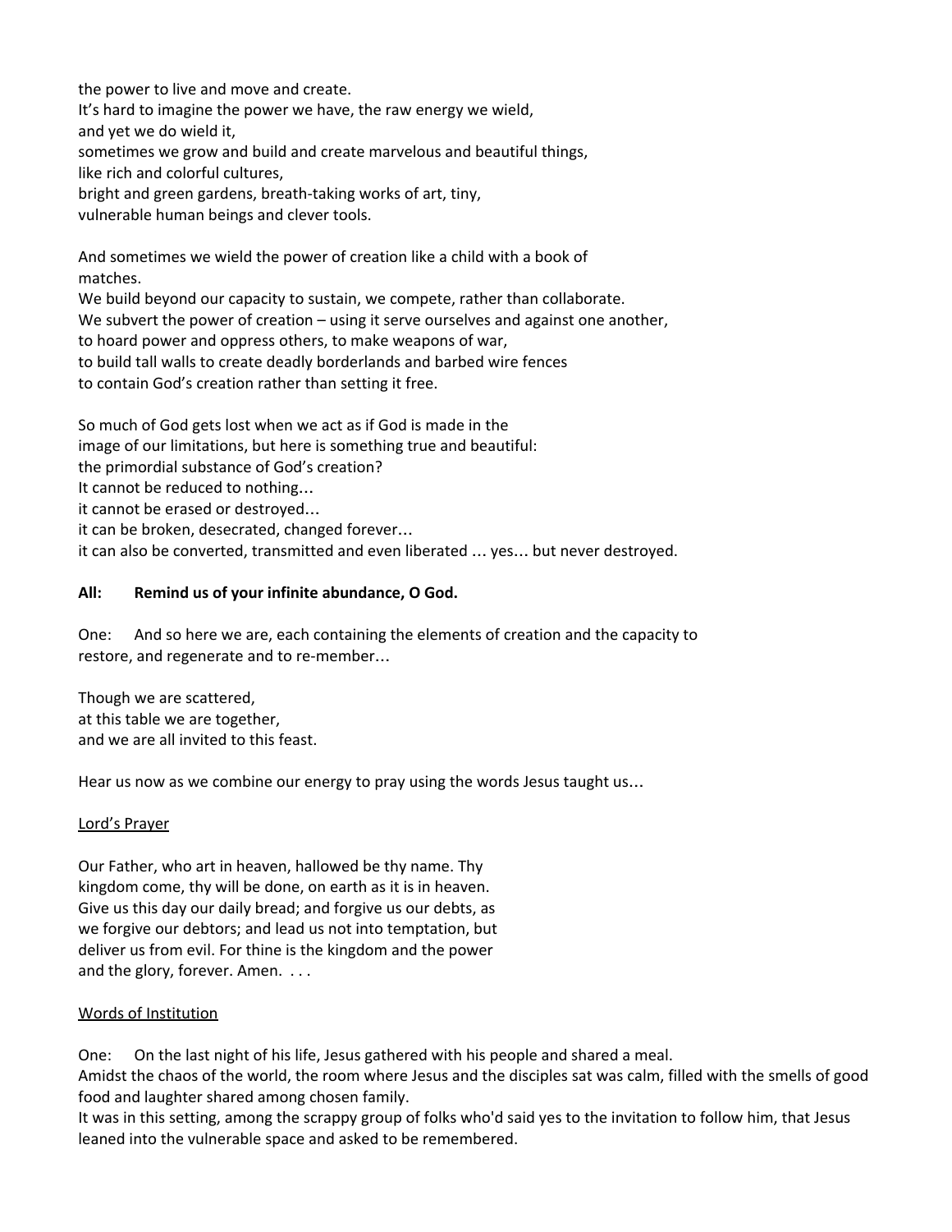the power to live and move and create.
It's hard to imagine the power we have, the raw energy we wield,
and yet we do wield it,
sometimes we grow and build and create marvelous and beautiful things,
like rich and colorful cultures,
bright and green gardens, breath-taking works of art, tiny,
vulnerable human beings and clever tools.

And sometimes we wield the power of creation like a child with a book of
matches.
We build beyond our capacity to sustain, we compete, rather than collaborate.
We subvert the power of creation – using it serve ourselves and against one another,
to hoard power and oppress others, to make weapons of war,
to build tall walls to create deadly borderlands and barbed wire fences
to contain God's creation rather than setting it free.

So much of God gets lost when we act as if God is made in the
image of our limitations, but here is something true and beautiful:
the primordial substance of God's creation?
It cannot be reduced to nothing…
it cannot be erased or destroyed…
it can be broken, desecrated, changed forever…
it can also be converted, transmitted and even liberated … yes… but never destroyed.

**All: Remind us of your infinite abundance, O God.**

One: And so here we are, each containing the elements of creation and the capacity to restore, and regenerate and to re-member…

Though we are scattered,
at this table we are together,
and we are all invited to this feast.

Hear us now as we combine our energy to pray using the words Jesus taught us…

<u>Lord's Prayer</u>

Our Father, who art in heaven, hallowed be thy name. Thy kingdom come, thy will be done, on earth as it is in heaven. Give us this day our daily bread; and forgive us our debts, as we forgive our debtors; and lead us not into temptation, but deliver us from evil. For thine is the kingdom and the power and the glory, forever. Amen. . . .

<u>Words of Institution</u>

One: On the last night of his life, Jesus gathered with his people and shared a meal.
Amidst the chaos of the world, the room where Jesus and the disciples sat was calm, filled with the smells of good food and laughter shared among chosen family.
It was in this setting, among the scrappy group of folks who'd said yes to the invitation to follow him, that Jesus leaned into the vulnerable space and asked to be remembered.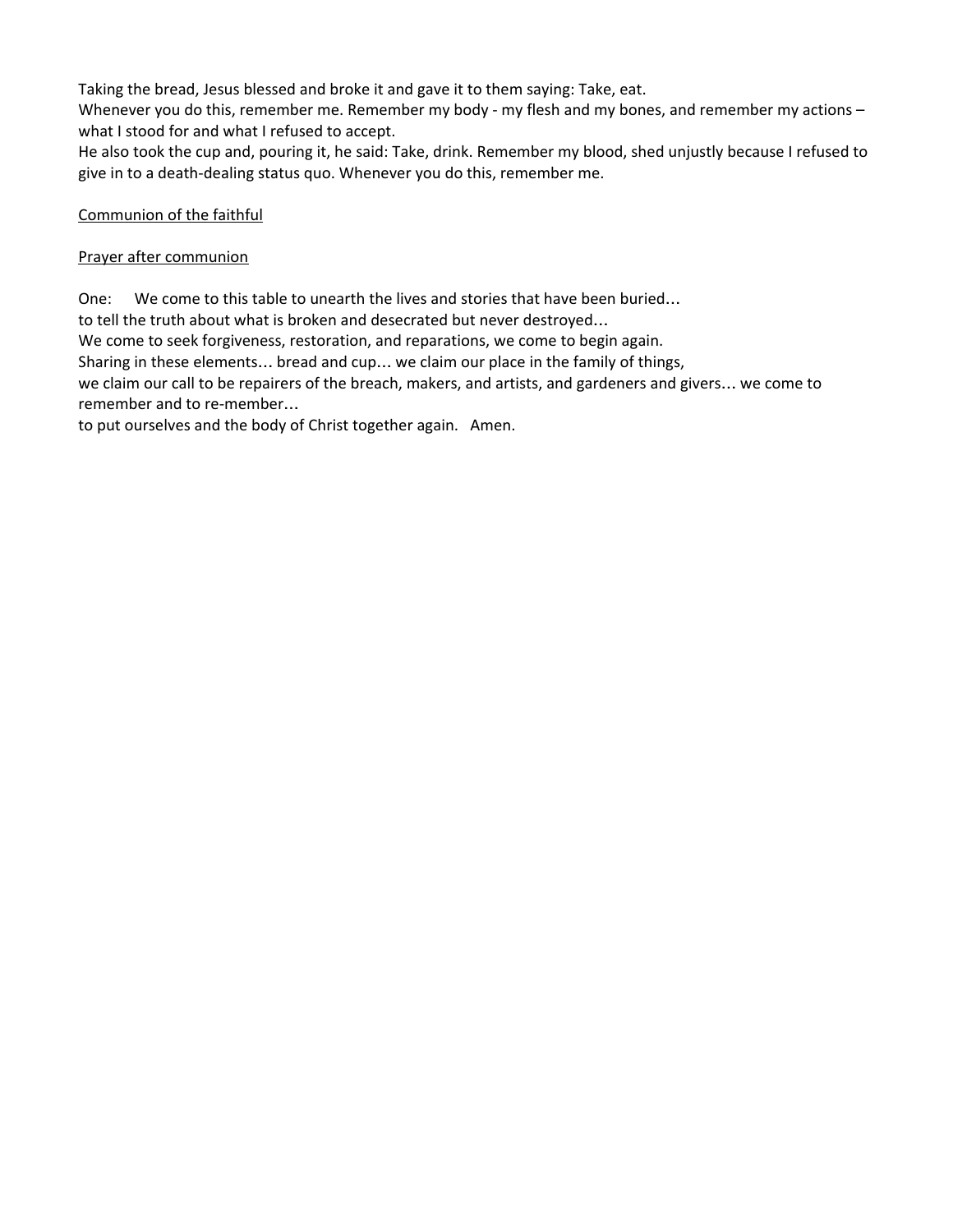Taking the bread, Jesus blessed and broke it and gave it to them saying: Take, eat.
Whenever you do this, remember me. Remember my body - my flesh and my bones, and remember my actions – what I stood for and what I refused to accept.
He also took the cup and, pouring it, he said: Take, drink. Remember my blood, shed unjustly because I refused to give in to a death-dealing status quo. Whenever you do this, remember me.

<u>Communion of the faithful</u>

<u>Prayer after communion</u>

One: We come to this table to unearth the lives and stories that have been buried…
to tell the truth about what is broken and desecrated but never destroyed…
We come to seek forgiveness, restoration, and reparations, we come to begin again.
Sharing in these elements… bread and cup… we claim our place in the family of things,
we claim our call to be repairers of the breach, makers, and artists, and gardeners and givers… we come to remember and to re-member…
to put ourselves and the body of Christ together again. Amen.